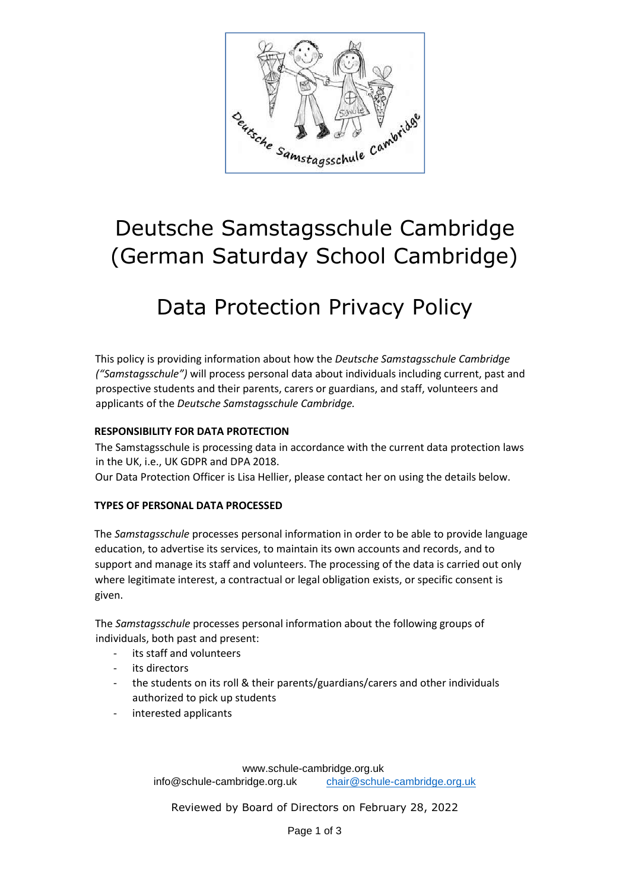# Deutsche Samstagsschule Cambridge (German Saturday School Cambridge)

# Data Protection Privacy Policy

This policy is providing information about how the *Deutsche Samstagsschule Cambridge ("Samstagsschule")* will process personal data about individuals including current, past and prospective students and their parents, carers or guardians, and staff, volunteers and applicants of the *Deutsche Samstagsschule Cambridge.*

**RESPONSIBILITY FOR DATA PROTECTION**

The Samstagsschule is processing data in accordance with the current data protection laws in the UK, i.e., UK GDPR and DPA 2018.
Our Data Protection Officer is Lisa Hellier, please contact her on using the details below.

**TYPES OF PERSONAL DATA PROCESSED**

The *Samstagsschule* processes personal information in order to be able to provide language education, to advertise its services, to maintain its own accounts and records, and to support and manage its staff and volunteers. The processing of the data is carried out only where legitimate interest, a contractual or legal obligation exists, or specific consent is given.

The *Samstagsschule* processes personal information about the following groups of individuals, both past and present:

- its staff and volunteers
- its directors
- the students on its roll & their parents/guardians/carers and other individuals authorized to pick up students
- interested applicants

www.schule-cambridge.org.uk
info@schule-cambridge.org.uk chair@schule-cambridge.org.uk

Reviewed by Board of Directors on February 28, 2022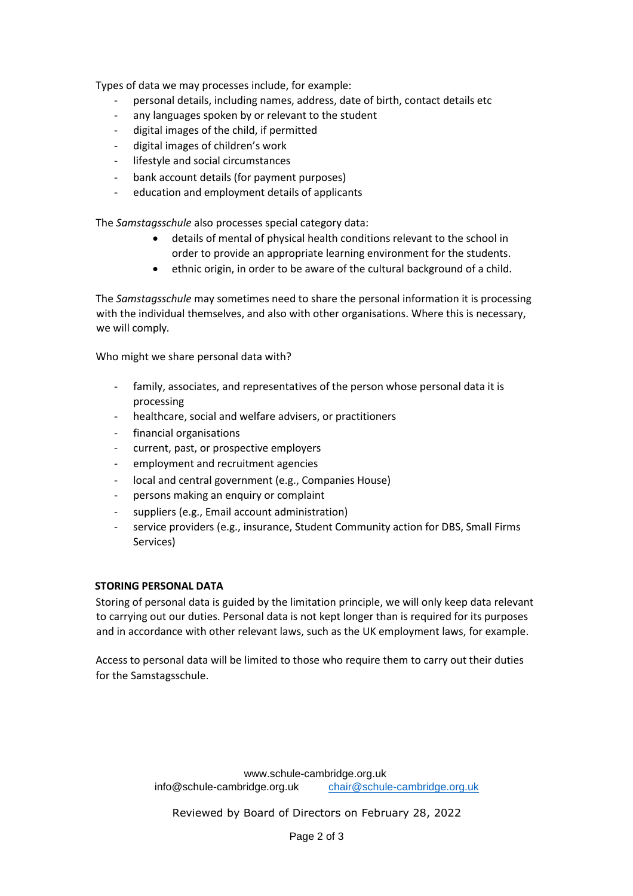Types of data we may processes include, for example:

- personal details, including names, address, date of birth, contact details etc
- any languages spoken by or relevant to the student
- digital images of the child, if permitted
- digital images of children's work
- lifestyle and social circumstances
- bank account details (for payment purposes)
- education and employment details of applicants

The *Samstagsschule* also processes special category data:

- details of mental of physical health conditions relevant to the school in order to provide an appropriate learning environment for the students.
- ethnic origin, in order to be aware of the cultural background of a child.

The *Samstagsschule* may sometimes need to share the personal information it is processing with the individual themselves, and also with other organisations. Where this is necessary, we will comply.

Who might we share personal data with?

- family, associates, and representatives of the person whose personal data it is processing
- healthcare, social and welfare advisers, or practitioners
- financial organisations
- current, past, or prospective employers
- employment and recruitment agencies
- local and central government (e.g., Companies House)
- persons making an enquiry or complaint
- suppliers (e.g., Email account administration)
- service providers (e.g., insurance, Student Community action for DBS, Small Firms Services)

**STORING PERSONAL DATA**

Storing of personal data is guided by the limitation principle, we will only keep data relevant to carrying out our duties. Personal data is not kept longer than is required for its purposes and in accordance with other relevant laws, such as the UK employment laws, for example.

Access to personal data will be limited to those who require them to carry out their duties for the Samstagsschule.

www.schule-cambridge.org.uk
info@schule-cambridge.org.uk chair@schule-cambridge.org.uk

Reviewed by Board of Directors on February 28, 2022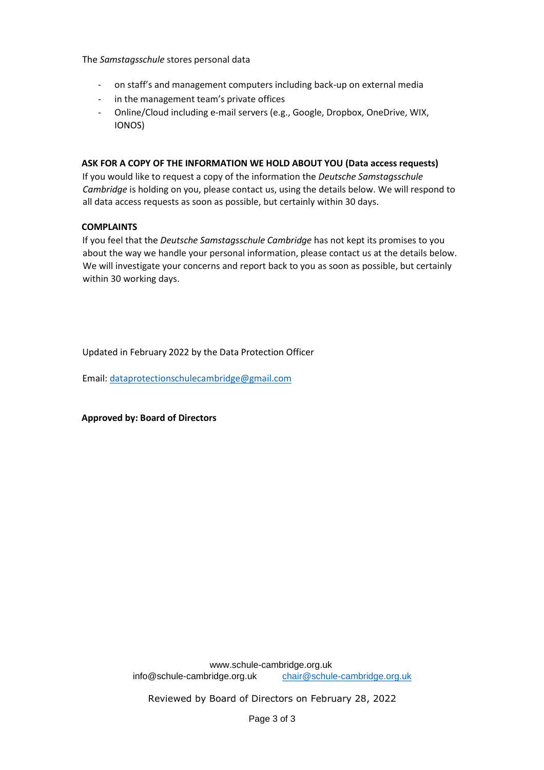The *Samstagsschule* stores personal data

- on staff's and management computers including back-up on external media
- in the management team's private offices
- Online/Cloud including e-mail servers (e.g., Google, Dropbox, OneDrive, WIX, IONOS)

**ASK FOR A COPY OF THE INFORMATION WE HOLD ABOUT YOU (Data access requests)**

If you would like to request a copy of the information the *Deutsche Samstagsschule Cambridge* is holding on you, please contact us, using the details below. We will respond to all data access requests as soon as possible, but certainly within 30 days.

**COMPLAINTS**

If you feel that the *Deutsche Samstagsschule Cambridge* has not kept its promises to you about the way we handle your personal information, please contact us at the details below. We will investigate your concerns and report back to you as soon as possible, but certainly within 30 working days.

Updated in February 2022 by the Data Protection Officer

Email: dataprotectionschulecambridge@gmail.com

**Approved by: Board of Directors**

www.schule-cambridge.org.uk
info@schule-cambridge.org.uk chair@schule-cambridge.org.uk

Reviewed by Board of Directors on February 28, 2022